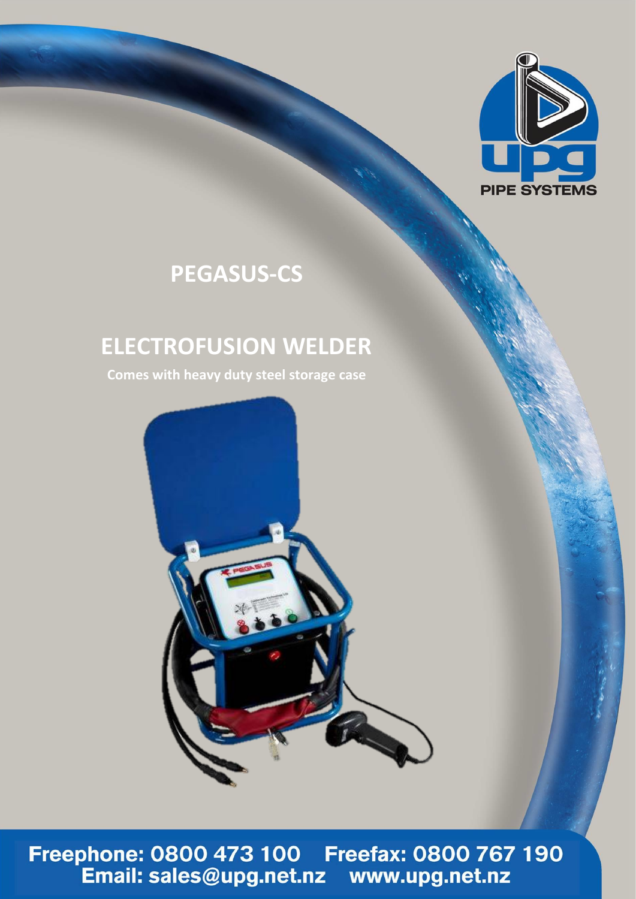# PEGASUS-CS

# ELECTROFUSION WELDER

**Comes with heavy duty steel storage case**

**Freephone: 0800 473 100 Freefax: 0800 767 190**
**Email: sales@upg.net.nz www.upg.net.nz**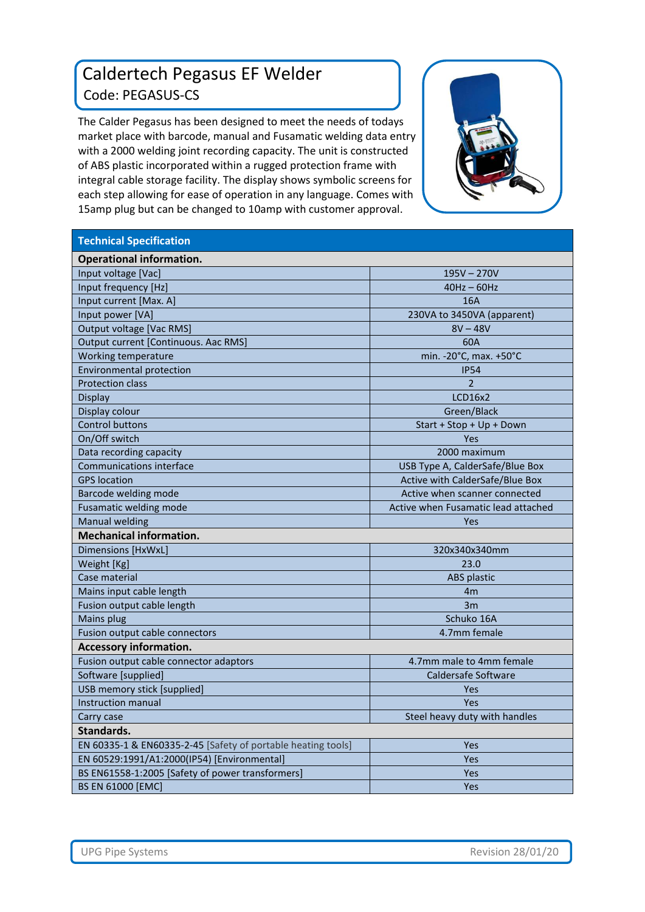# Caldertech Pegasus EF Welder

Code: PEGASUS-CS

The Calder Pegasus has been designed to meet the needs of todays market place with barcode, manual and Fusamatic welding data entry with a 2000 welding joint recording capacity. The unit is constructed of ABS plastic incorporated within a rugged protection frame with integral cable storage facility. The display shows symbolic screens for each step allowing for ease of operation in any language. Comes with 15amp plug but can be changed to 10amp with customer approval.

| Technical Specification | |
|---|---|
| **Operational information.** | |
| Input voltage [Vac] | 195V – 270V |
| Input frequency [Hz] | 40Hz – 60Hz |
| Input current [Max. A] | 16A |
| Input power [VA] | 230VA to 3450VA (apparent) |
| Output voltage [Vac RMS] | 8V – 48V |
| Output current [Continuous. Aac RMS] | 60A |
| Working temperature | min. -20°C, max. +50°C |
| Environmental protection | IP54 |
| Protection class | 2 |
| Display | LCD16x2 |
| Display colour | Green/Black |
| Control buttons | Start + Stop + Up + Down |
| On/Off switch | Yes |
| Data recording capacity | 2000 maximum |
| Communications interface | USB Type A, CalderSafe/Blue Box |
| GPS location | Active with CalderSafe/Blue Box |
| Barcode welding mode | Active when scanner connected |
| Fusamatic welding mode | Active when Fusamatic lead attached |
| Manual welding | Yes |
| **Mechanical information.** | |
| Dimensions [HxWxL] | 320x340x340mm |
| Weight [Kg] | 23.0 |
| Case material | ABS plastic |
| Mains input cable length | 4m |
| Fusion output cable length | 3m |
| Mains plug | Schuko 16A |
| Fusion output cable connectors | 4.7mm female |
| **Accessory information.** | |
| Fusion output cable connector adaptors | 4.7mm male to 4mm female |
| Software [supplied] | Caldersafe Software |
| USB memory stick [supplied] | Yes |
| Instruction manual | Yes |
| Carry case | Steel heavy duty with handles |
| **Standards.** | |
| EN 60335-1 & EN60335-2-45 [Safety of portable heating tools] | Yes |
| EN 60529:1991/A1:2000(IP54) [Environmental] | Yes |
| BS EN61558-1:2005 [Safety of power transformers] | Yes |
| BS EN 61000 [EMC] | Yes |

UPG Pipe Systems — Revision 28/01/20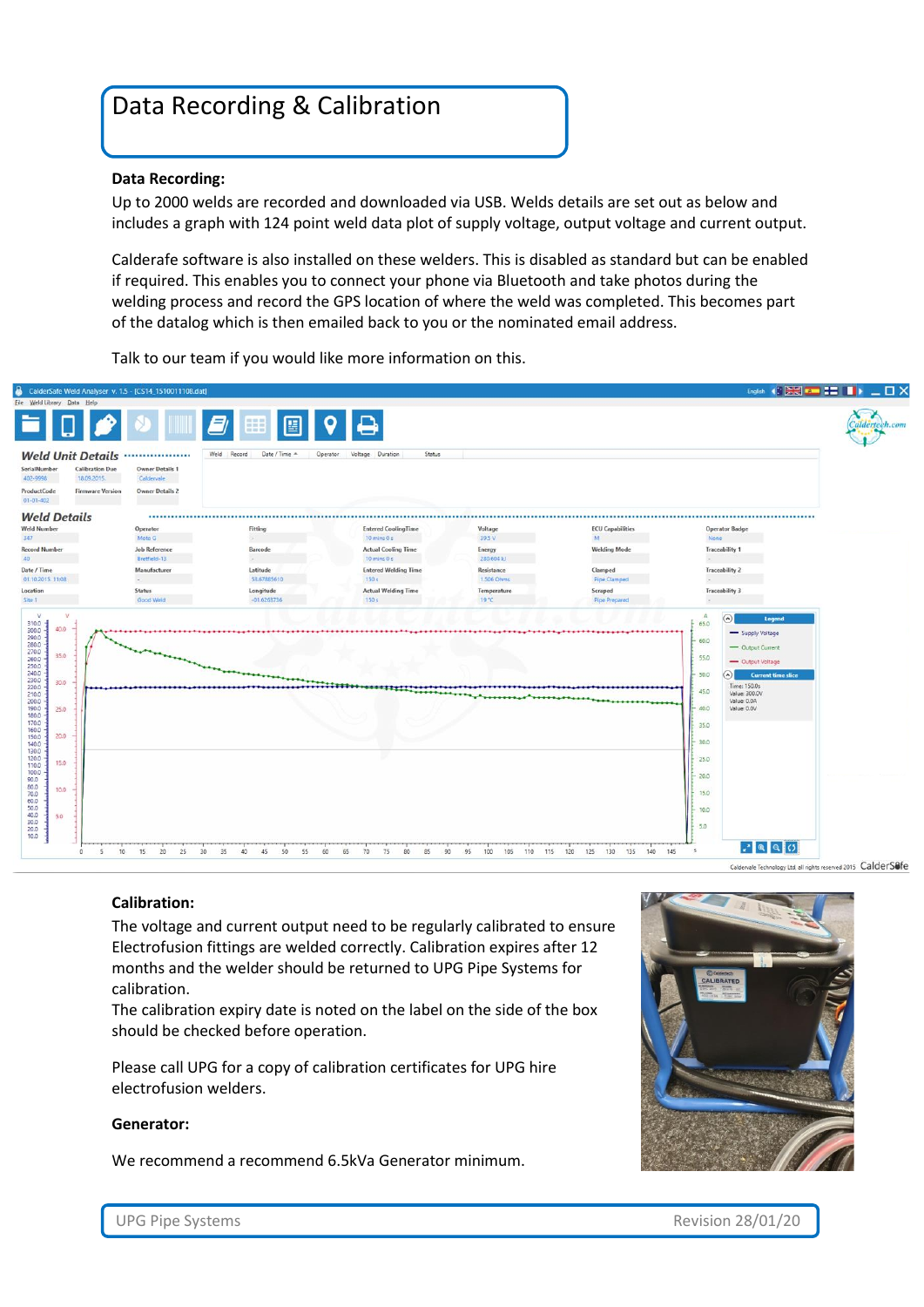# Data Recording & Calibration

**Data Recording:**

Up to 2000 welds are recorded and downloaded via USB. Welds details are set out as below and includes a graph with 124 point weld data plot of supply voltage, output voltage and current output.

Calderafe software is also installed on these welders. This is disabled as standard but can be enabled if required. This enables you to connect your phone via Bluetooth and take photos during the welding process and record the GPS location of where the weld was completed. This becomes part of the datalog which is then emailed back to you or the nominated email address.

Talk to our team if you would like more information on this.

**Calibration:**

The voltage and current output need to be regularly calibrated to ensure Electrofusion fittings are welded correctly. Calibration expires after 12 months and the welder should be returned to UPG Pipe Systems for calibration.

The calibration expiry date is noted on the label on the side of the box should be checked before operation.

Please call UPG for a copy of calibration certificates for UPG hire electrofusion welders.

**Generator:**

We recommend a recommend 6.5kVa Generator minimum.